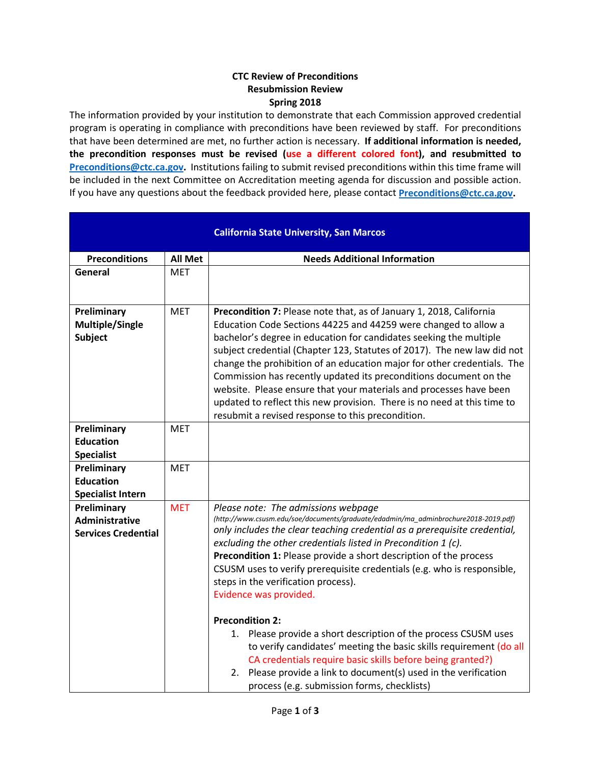**CTC Review of Preconditions**
**Resubmission Review**
**Spring 2018**

The information provided by your institution to demonstrate that each Commission approved credential program is operating in compliance with preconditions have been reviewed by staff. For preconditions that have been determined are met, no further action is necessary. **If additional information is needed, the precondition responses must be revised (use a different colored font), and resubmitted to [Preconditions@ctc.ca.gov](mailto:Preconditions@ctc.ca.gov).** Institutions failing to submit revised preconditions within this time frame will be included in the next Committee on Accreditation meeting agenda for discussion and possible action. If you have any questions about the feedback provided here, please contact **[Preconditions@ctc.ca.gov](mailto:Preconditions@ctc.ca.gov).**

| California State University, San Marcos | | |
|---|---|---|
| **Preconditions** | **All Met** | **Needs Additional Information** |
| **General** | MET | |
| **Preliminary Multiple/Single Subject** | MET | **Precondition 7:** Please note that, as of January 1, 2018, California Education Code Sections 44225 and 44259 were changed to allow a bachelor's degree in education for candidates seeking the multiple subject credential (Chapter 123, Statutes of 2017). The new law did not change the prohibition of an education major for other credentials. The Commission has recently updated its preconditions document on the website. Please ensure that your materials and processes have been updated to reflect this new provision. There is no need at this time to resubmit a revised response to this precondition. |
| **Preliminary Education Specialist** | MET | |
| **Preliminary Education Specialist Intern** | MET | |
| **Preliminary Administrative Services Credential** | MET | *Please note: The admissions webpage (http://www.csusm.edu/soe/documents/graduate/edadmin/ma_adminbrochure2018-2019.pdf) only includes the clear teaching credential as a prerequisite credential, excluding the other credentials listed in Precondition 1 (c).*<br>**Precondition 1:** Please provide a short description of the process CSUSM uses to verify prerequisite credentials (e.g. who is responsible, steps in the verification process).<br>Evidence was provided.<br><br>**Precondition 2:**<br>1. Please provide a short description of the process CSUSM uses to verify candidates' meeting the basic skills requirement (do all CA credentials require basic skills before being granted?)<br>2. Please provide a link to document(s) used in the verification process (e.g. submission forms, checklists) |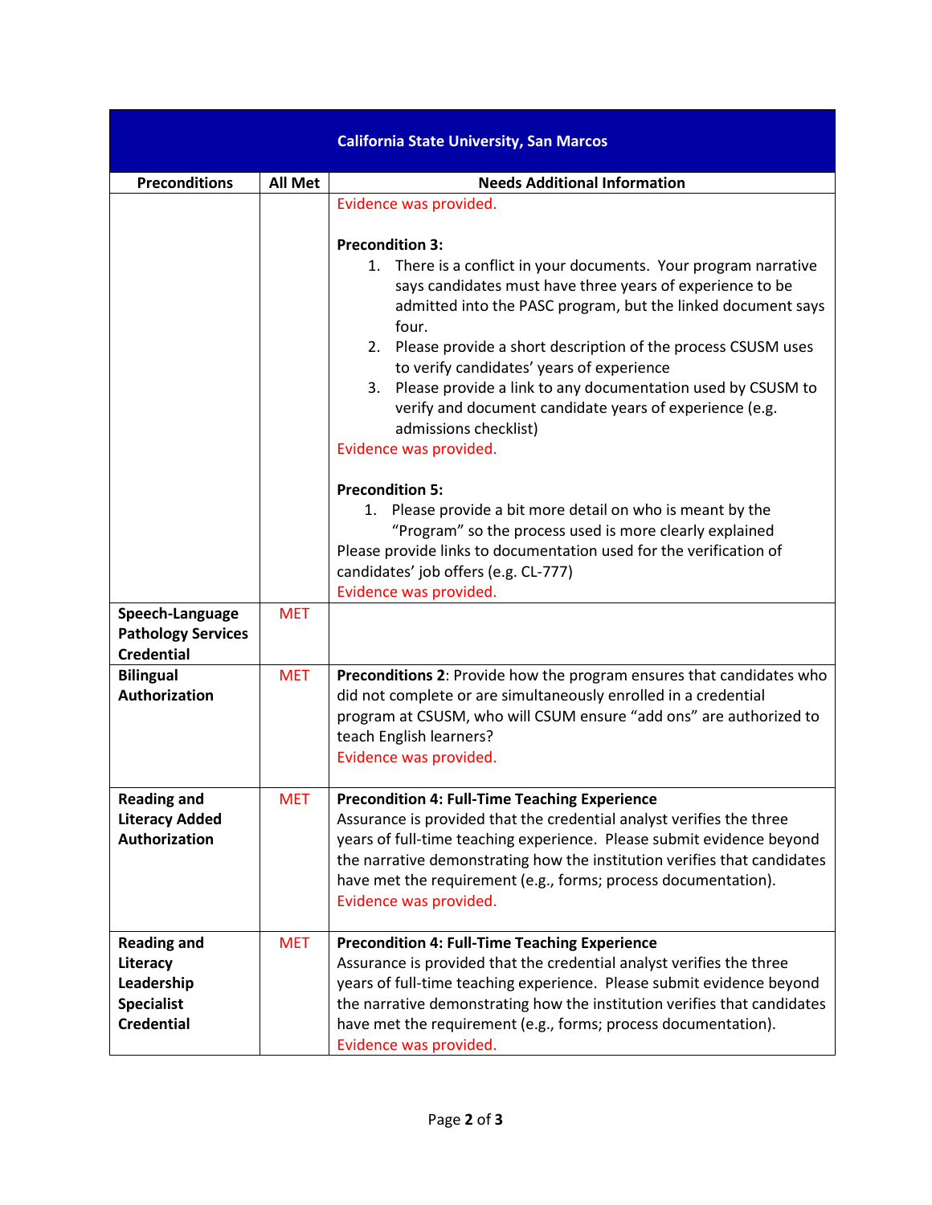| California State University, San Marcos | | |
|---|---|---|
| **Preconditions** | **All Met** | **Needs Additional Information** |
| | | Evidence was provided.<br><br>**Precondition 3:**<br>1. There is a conflict in your documents. Your program narrative says candidates must have three years of experience to be admitted into the PASC program, but the linked document says four.<br>2. Please provide a short description of the process CSUSM uses to verify candidates' years of experience<br>3. Please provide a link to any documentation used by CSUSM to verify and document candidate years of experience (e.g. admissions checklist)<br>Evidence was provided.<br><br>**Precondition 5:**<br>1. Please provide a bit more detail on who is meant by the "Program" so the process used is more clearly explained<br>Please provide links to documentation used for the verification of candidates' job offers (e.g. CL-777)<br>Evidence was provided. |
| **Speech-Language Pathology Services Credential** | MET | |
| **Bilingual Authorization** | MET | **Preconditions 2**: Provide how the program ensures that candidates who did not complete or are simultaneously enrolled in a credential program at CSUSM, who will CSUM ensure "add ons" are authorized to teach English learners?<br>Evidence was provided. |
| **Reading and Literacy Added Authorization** | MET | **Precondition 4: Full-Time Teaching Experience**<br>Assurance is provided that the credential analyst verifies the three years of full-time teaching experience. Please submit evidence beyond the narrative demonstrating how the institution verifies that candidates have met the requirement (e.g., forms; process documentation).<br>Evidence was provided. |
| **Reading and Literacy Leadership Specialist Credential** | MET | **Precondition 4: Full-Time Teaching Experience**<br>Assurance is provided that the credential analyst verifies the three years of full-time teaching experience. Please submit evidence beyond the narrative demonstrating how the institution verifies that candidates have met the requirement (e.g., forms; process documentation).<br>Evidence was provided. |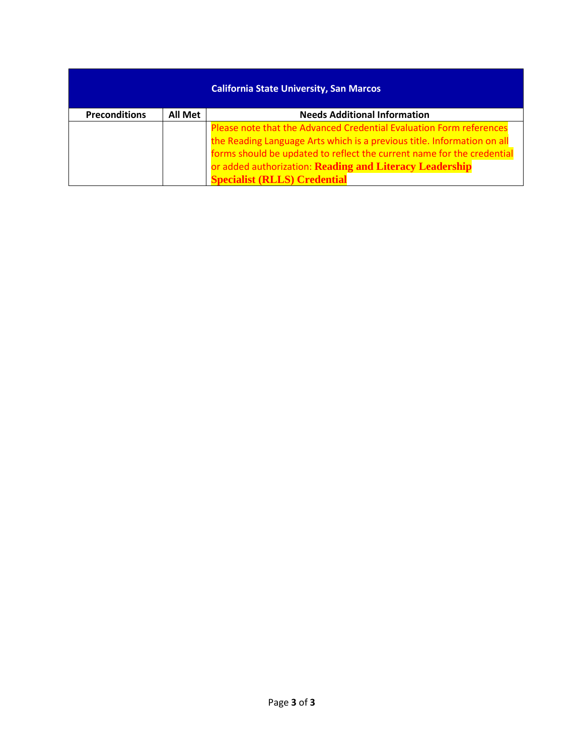| California State University, San Marcos | | |
|---|---|---|
| **Preconditions** | **All Met** | **Needs Additional Information** |
| | | Please note that the Advanced Credential Evaluation Form references the Reading Language Arts which is a previous title. Information on all forms should be updated to reflect the current name for the credential or added authorization: **Reading and Literacy Leadership Specialist (RLLS) Credential** |